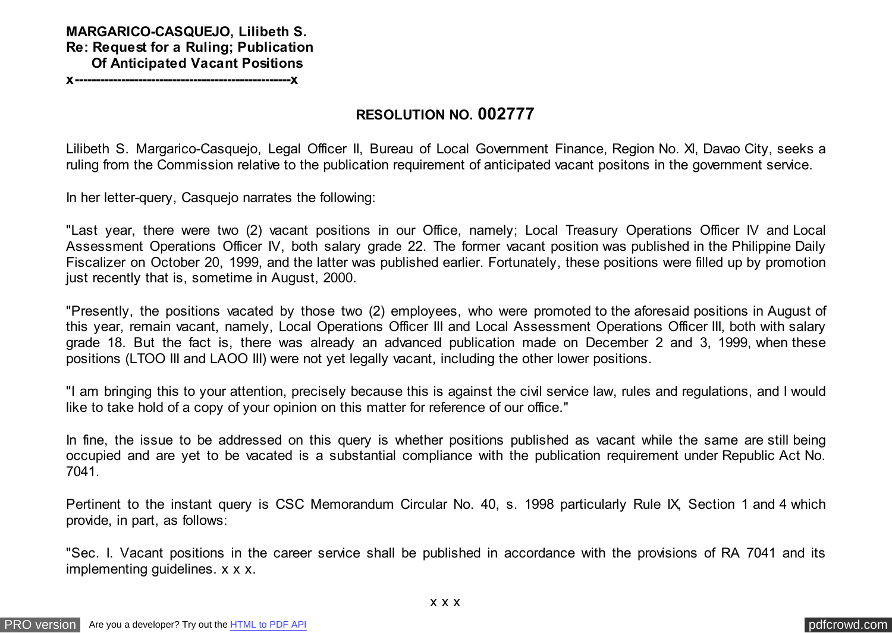**MARGARICO-CASQUEJO, Lilibeth S.**
**Re: Request for a Ruling; Publication**
**Of Anticipated Vacant Positions**
**x---------------------------------------------------x**

## RESOLUTION NO. 002777

Lilibeth S. Margarico-Casquejo, Legal Officer II, Bureau of Local Government Finance, Region No. XI, Davao City, seeks a ruling from the Commission relative to the publication requirement of anticipated vacant positons in the government service.

In her letter-query, Casquejo narrates the following:

"Last year, there were two (2) vacant positions in our Office, namely; Local Treasury Operations Officer IV and Local Assessment Operations Officer IV, both salary grade 22. The former vacant position was published in the Philippine Daily Fiscalizer on October 20, 1999, and the latter was published earlier. Fortunately, these positions were filled up by promotion just recently that is, sometime in August, 2000.

"Presently, the positions vacated by those two (2) employees, who were promoted to the aforesaid positions in August of this year, remain vacant, namely, Local Operations Officer III and Local Assessment Operations Officer III, both with salary grade 18. But the fact is, there was already an advanced publication made on December 2 and 3, 1999, when these positions (LTOO III and LAOO III) were not yet legally vacant, including the other lower positions.

"I am bringing this to your attention, precisely because this is against the civil service law, rules and regulations, and I would like to take hold of a copy of your opinion on this matter for reference of our office."

In fine, the issue to be addressed on this query is whether positions published as vacant while the same are still being occupied and are yet to be vacated is a substantial compliance with the publication requirement under Republic Act No. 7041.

Pertinent to the instant query is CSC Memorandum Circular No. 40, s. 1998 particularly Rule IX, Section 1 and 4 which provide, in part, as follows:

"Sec. I. Vacant positions in the career service shall be published in accordance with the provisions of RA 7041 and its implementing guidelines. x x x.

x x x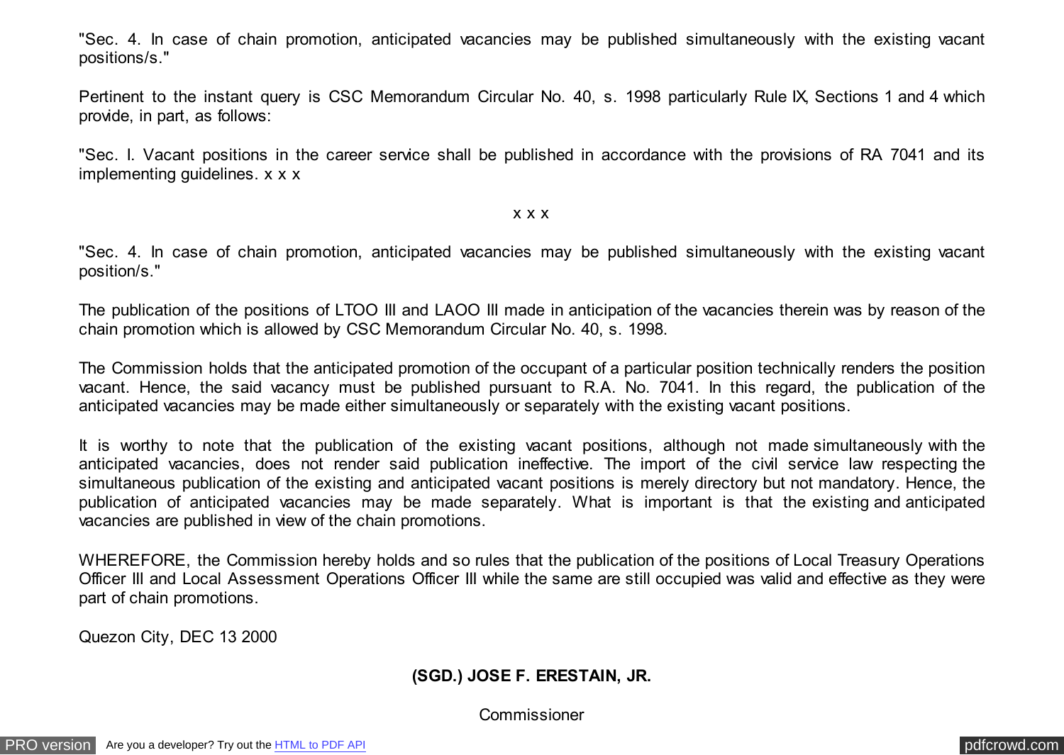"Sec. 4. In case of chain promotion, anticipated vacancies may be published simultaneously with the existing vacant positions/s."

Pertinent to the instant query is CSC Memorandum Circular No. 40, s. 1998 particularly Rule IX, Sections 1 and 4 which provide, in part, as follows:

"Sec. I. Vacant positions in the career service shall be published in accordance with the provisions of RA 7041 and its implementing guidelines. x x x

x x x

"Sec. 4. In case of chain promotion, anticipated vacancies may be published simultaneously with the existing vacant position/s."

The publication of the positions of LTOO III and LAOO III made in anticipation of the vacancies therein was by reason of the chain promotion which is allowed by CSC Memorandum Circular No. 40, s. 1998.

The Commission holds that the anticipated promotion of the occupant of a particular position technically renders the position vacant. Hence, the said vacancy must be published pursuant to R.A. No. 7041. In this regard, the publication of the anticipated vacancies may be made either simultaneously or separately with the existing vacant positions.

It is worthy to note that the publication of the existing vacant positions, although not made simultaneously with the anticipated vacancies, does not render said publication ineffective. The import of the civil service law respecting the simultaneous publication of the existing and anticipated vacant positions is merely directory but not mandatory. Hence, the publication of anticipated vacancies may be made separately. What is important is that the existing and anticipated vacancies are published in view of the chain promotions.

WHEREFORE, the Commission hereby holds and so rules that the publication of the positions of Local Treasury Operations Officer III and Local Assessment Operations Officer III while the same are still occupied was valid and effective as they were part of chain promotions.

Quezon City, DEC 13 2000

**(SGD.) JOSE F. ERESTAIN, JR.**

Commissioner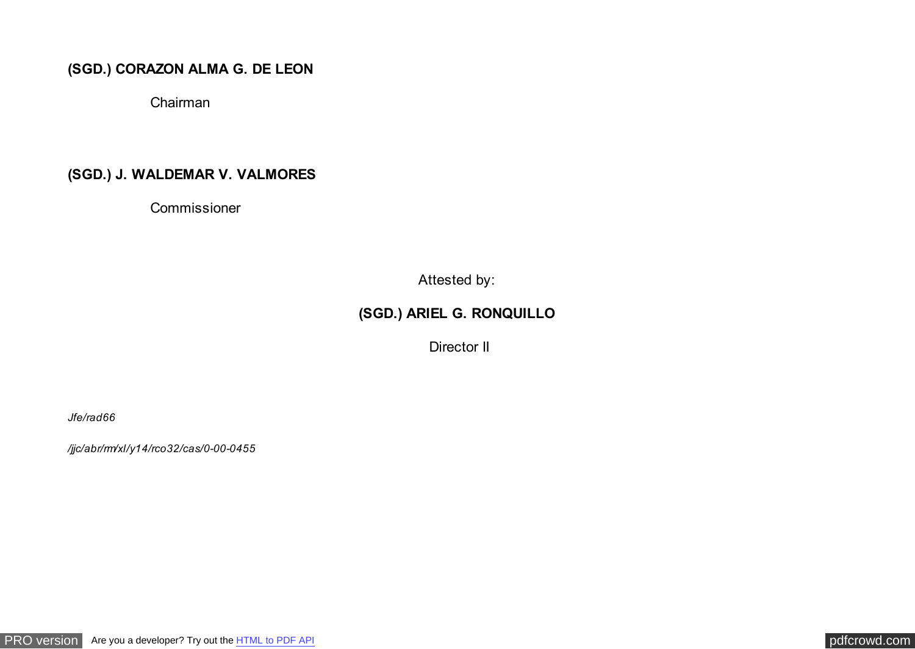**(SGD.) CORAZON ALMA G. DE LEON**

Chairman

**(SGD.) J. WALDEMAR V. VALMORES**

Commissioner

Attested by:

**(SGD.) ARIEL G. RONQUILLO**

Director II

*Jfe/rad66*

*/jjc/abr/rm/xl/y14/rco32/cas/0-00-0455*